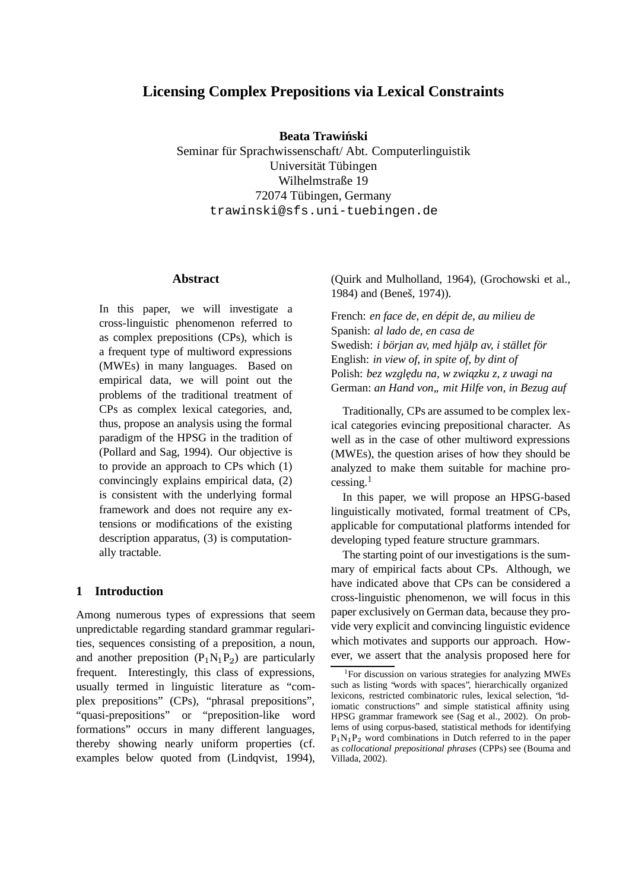# Licensing Complex Prepositions via Lexical Constraints

**Beata Trawiński**
Seminar für Sprachwissenschaft/ Abt. Computerlinguistik
Universität Tübingen
Wilhelmstraße 19
72074 Tübingen, Germany
trawinski@sfs.uni-tuebingen.de

## Abstract

In this paper, we will investigate a cross-linguistic phenomenon referred to as complex prepositions (CPs), which is a frequent type of multiword expressions (MWEs) in many languages. Based on empirical data, we will point out the problems of the traditional treatment of CPs as complex lexical categories, and, thus, propose an analysis using the formal paradigm of the HPSG in the tradition of (Pollard and Sag, 1994). Our objective is to provide an approach to CPs which (1) convincingly explains empirical data, (2) is consistent with the underlying formal framework and does not require any extensions or modifications of the existing description apparatus, (3) is computationally tractable.

## 1 Introduction

Among numerous types of expressions that seem unpredictable regarding standard grammar regularities, sequences consisting of a preposition, a noun, and another preposition ($P_1N_1P_2$) are particularly frequent. Interestingly, this class of expressions, usually termed in linguistic literature as "complex prepositions" (CPs), "phrasal prepositions", "quasi-prepositions" or "preposition-like word formations" occurs in many different languages, thereby showing nearly uniform properties (cf. examples below quoted from (Lindqvist, 1994), (Quirk and Mulholland, 1964), (Grochowski et al., 1984) and (Beneš, 1974)).

French: *en face de, en dépit de, au milieu de*
Spanish: *al lado de, en casa de*
Swedish: *i början av, med hjälp av, i stället för*
English: *in view of, in spite of, by dint of*
Polish: *bez względu na, w związku z, z uwagi na*
German: *an Hand von,, mit Hilfe von, in Bezug auf*

Traditionally, CPs are assumed to be complex lexical categories evincing prepositional character. As well as in the case of other multiword expressions (MWEs), the question arises of how they should be analyzed to make them suitable for machine processing.[1]

In this paper, we will propose an HPSG-based linguistically motivated, formal treatment of CPs, applicable for computational platforms intended for developing typed feature structure grammars.

The starting point of our investigations is the summary of empirical facts about CPs. Although, we have indicated above that CPs can be considered a cross-linguistic phenomenon, we will focus in this paper exclusively on German data, because they provide very explicit and convincing linguistic evidence which motivates and supports our approach. However, we assert that the analysis proposed here for

[1]For discussion on various strategies for analyzing MWEs such as listing "words with spaces", hierarchically organized lexicons, restricted combinatoric rules, lexical selection, "idiomatic constructions" and simple statistical affinity using HPSG grammar framework see (Sag et al., 2002). On problems of using corpus-based, statistical methods for identifying $P_1N_1P_2$ word combinations in Dutch referred to in the paper as *collocational prepositional phrases* (CPPs) see (Bouma and Villada, 2002).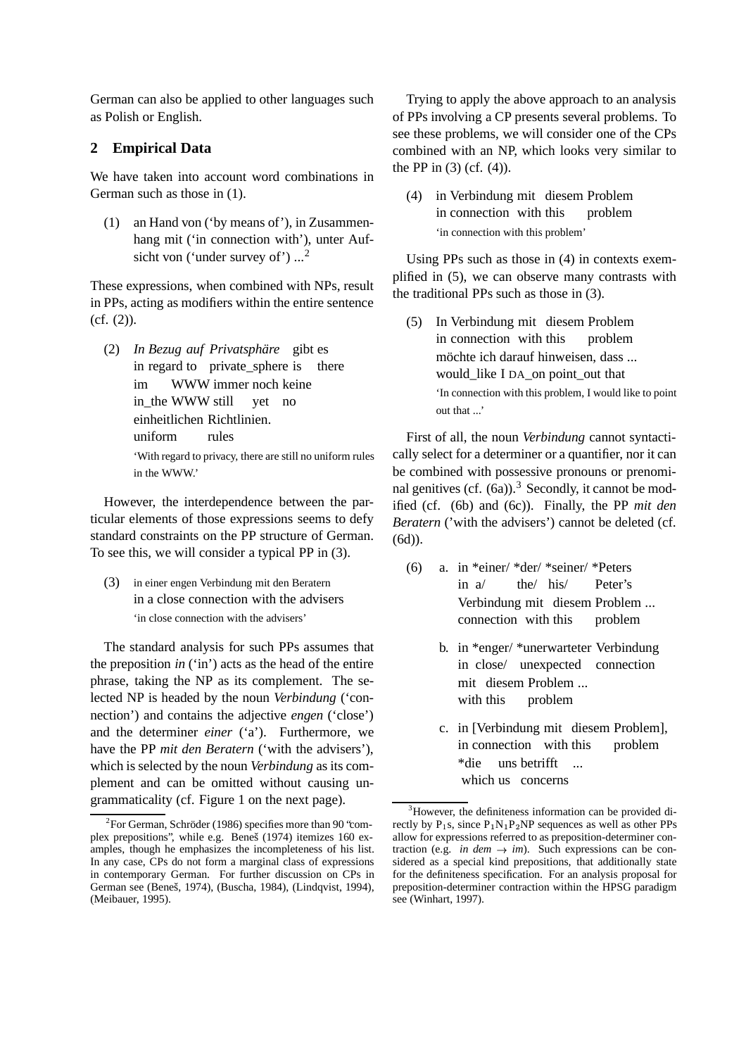German can also be applied to other languages such as Polish or English.

## 2 Empirical Data

We have taken into account word combinations in German such as those in (1).

(1) an Hand von ('by means of'), in Zusammenhang mit ('in connection with'), unter Aufsicht von ('under survey of') ...[2]

These expressions, when combined with NPs, result in PPs, acting as modifiers within the entire sentence (cf. (2)).

(2) *In Bezug auf Privatsphäre* gibt es
in regard to private_sphere is there
im WWW immer noch keine
in_the WWW still yet no
einheitlichen Richtlinien.
uniform rules
'With regard to privacy, there are still no uniform rules in the WWW.'

However, the interdependence between the particular elements of those expressions seems to defy standard constraints on the PP structure of German. To see this, we will consider a typical PP in (3).

(3) in einer engen Verbindung mit den Beratern
in a close connection with the advisers
'in close connection with the advisers'

The standard analysis for such PPs assumes that the preposition *in* ('in') acts as the head of the entire phrase, taking the NP as its complement. The selected NP is headed by the noun *Verbindung* ('connection') and contains the adjective *engen* ('close') and the determiner *einer* ('a'). Furthermore, we have the PP *mit den Beratern* ('with the advisers'), which is selected by the noun *Verbindung* as its complement and can be omitted without causing ungrammaticality (cf. Figure 1 on the next page).

Trying to apply the above approach to an analysis of PPs involving a CP presents several problems. To see these problems, we will consider one of the CPs combined with an NP, which looks very similar to the PP in (3) (cf. (4)).

(4) in Verbindung mit diesem Problem
in connection with this problem
'in connection with this problem'

Using PPs such as those in (4) in contexts exemplified in (5), we can observe many contrasts with the traditional PPs such as those in (3).

(5) In Verbindung mit diesem Problem
in connection with this problem
möchte ich darauf hinweisen, dass ...
would_like I DA_on point_out that
'In connection with this problem, I would like to point out that ...'

First of all, the noun *Verbindung* cannot syntactically select for a determiner or a quantifier, nor it can be combined with possessive pronouns or prenominal genitives (cf. (6a)).[3] Secondly, it cannot be modified (cf. (6b) and (6c)). Finally, the PP *mit den Beratern* ('with the advisers') cannot be deleted (cf. (6d)).

(6) a. in *einer/ *der/ *seiner/ *Peters
in a/ the/ his/ Peter's
Verbindung mit diesem Problem ...
connection with this problem

b. in *enger/ *unerwarteter Verbindung
in close/ unexpected connection
mit diesem Problem ...
with this problem

c. in [Verbindung mit diesem Problem],
in connection with this problem
*die uns betrifft ...
which us concerns

[2] For German, Schröder (1986) specifies more than 90 "complex prepositions", while e.g. Beneš (1974) itemizes 160 examples, though he emphasizes the incompleteness of his list. In any case, CPs do not form a marginal class of expressions in contemporary German. For further discussion on CPs in German see (Beneš, 1974), (Buscha, 1984), (Lindqvist, 1994), (Meibauer, 1995).

[3] However, the definiteness information can be provided directly by $P_1$s, since $P_1N_1P_2NP$ sequences as well as other PPs allow for expressions referred to as preposition-determiner contraction (e.g. *in dem* $\rightarrow$ *im*). Such expressions can be considered as a special kind prepositions, that additionally state for the definiteness specification. For an analysis proposal for preposition-determiner contraction within the HPSG paradigm see (Winhart, 1997).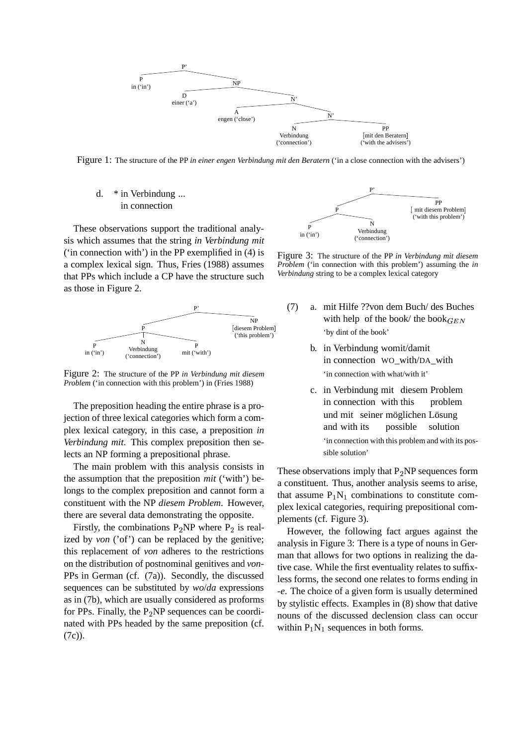Figure 1: The structure of the PP *in einer engen Verbindung mit den Beratern* ('in a close connection with the advisers')

d. * in Verbindung ...
   in connection

These observations support the traditional analysis which assumes that the string *in Verbindung mit* ('in connection with') in the PP exemplified in (4) is a complex lexical sign. Thus, Fries (1988) assumes that PPs which include a CP have the structure such as those in Figure 2.

Figure 2: The structure of the PP *in Verbindung mit diesem Problem* ('in connection with this problem') in (Fries 1988)

The preposition heading the entire phrase is a projection of three lexical categories which form a complex lexical category, in this case, a preposition *in Verbindung mit*. This complex preposition then selects an NP forming a prepositional phrase.

The main problem with this analysis consists in the assumption that the preposition *mit* ('with') belongs to the complex preposition and cannot form a constituent with the NP *diesem Problem*. However, there are several data demonstrating the opposite.

Firstly, the combinations $P_2$NP where $P_2$ is realized by *von* ('of') can be replaced by the genitive; this replacement of *von* adheres to the restrictions on the distribution of postnominal genitives and *von*-PPs in German (cf. (7a)). Secondly, the discussed sequences can be substituted by *wo*/*da* expressions as in (7b), which are usually considered as proforms for PPs. Finally, the $P_2$NP sequences can be coordinated with PPs headed by the same preposition (cf. (7c)).

Figure 3: The structure of the PP *in Verbindung mit diesem Problem* ('in connection with this problem') assuming the *in Verbindung* string to be a complex lexical category

(7) a. mit Hilfe ??von dem Buch/ des Buches
   with help of the book/ the book$_{GEN}$
   'by dint of the book'

   b. in Verbindung womit/damit
   in connection WO_with/DA_with
   'in connection with what/with it'

   c. in Verbindung mit diesem Problem
   in connection with this problem
   und mit seiner möglichen Lösung
   and with its possible solution
   'in connection with this problem and with its possible solution'

These observations imply that $P_2$NP sequences form a constituent. Thus, another analysis seems to arise, that assume $P_1N_1$ combinations to constitute complex lexical categories, requiring prepositional complements (cf. Figure 3).

However, the following fact argues against the analysis in Figure 3: There is a type of nouns in German that allows for two options in realizing the dative case. While the first eventuality relates to suffixless forms, the second one relates to forms ending in *-e*. The choice of a given form is usually determined by stylistic effects. Examples in (8) show that dative nouns of the discussed declension class can occur within $P_1N_1$ sequences in both forms.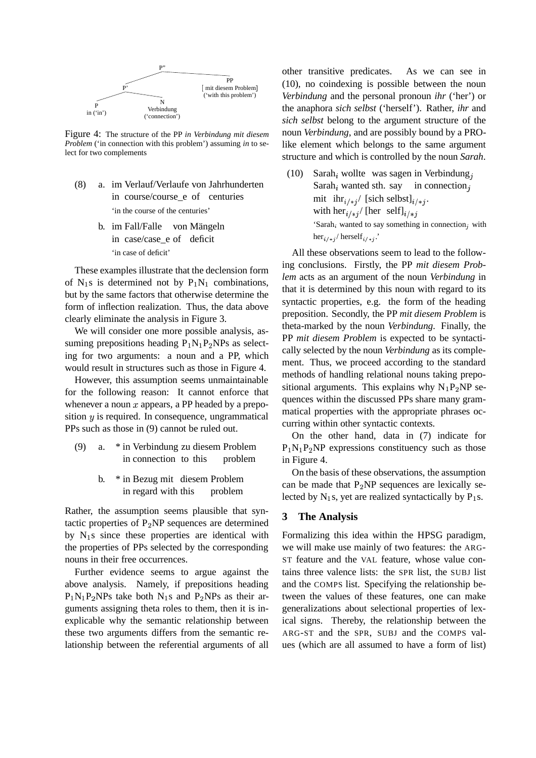P"
P' — PP [ mit diesem Problem] ('with this problem')
P in ('in') — N Verbindung ('connection')

Figure 4: The structure of the PP *in Verbindung mit diesem Problem* ('in connection with this problem') assuming *in* to select for two complements

(8) a. im Verlauf/Verlaufe von Jahrhunderten
in course/course_e of centuries
'in the course of the centuries'

b. im Fall/Falle von Mängeln
in case/case_e of deficit
'in case of deficit'

These examples illustrate that the declension form of $\mathrm{N}_1$s is determined not by $\mathrm{P}_1\mathrm{N}_1$ combinations, but by the same factors that otherwise determine the form of inflection realization. Thus, the data above clearly eliminate the analysis in Figure 3.

We will consider one more possible analysis, assuming prepositions heading $\mathrm{P}_1\mathrm{N}_1\mathrm{P}_2$NPs as selecting for two arguments: a noun and a PP, which would result in structures such as those in Figure 4.

However, this assumption seems unmaintainable for the following reason: It cannot enforce that whenever a noun $x$ appears, a PP headed by a preposition $y$ is required. In consequence, ungrammatical PPs such as those in (9) cannot be ruled out.

(9) a. * in Verbindung zu diesem Problem
in connection to this problem

b. * in Bezug mit diesem Problem
in regard with this problem

Rather, the assumption seems plausible that syntactic properties of $\mathrm{P}_2$NP sequences are determined by $\mathrm{N}_1$s since these properties are identical with the properties of PPs selected by the corresponding nouns in their free occurrences.

Further evidence seems to argue against the above analysis. Namely, if prepositions heading $\mathrm{P}_1\mathrm{N}_1\mathrm{P}_2$NPs take both $\mathrm{N}_1$s and $\mathrm{P}_2$NPs as their arguments assigning theta roles to them, then it is inexplicable why the semantic relationship between these two arguments differs from the semantic relationship between the referential arguments of all other transitive predicates. As we can see in (10), no coindexing is possible between the noun *Verbindung* and the personal pronoun *ihr* ('her') or the anaphora *sich selbst* ('herself'). Rather, *ihr* and *sich selbst* belong to the argument structure of the noun *Verbindung*, and are possibly bound by a PRO-like element which belongs to the same argument structure and which is controlled by the noun *Sarah*.

(10) Sarah$_i$ wollte was sagen in Verbindung$_j$
Sarah$_i$ wanted sth. say in connection$_j$
mit ihr$_{i/*j}$/ [sich selbst]$_{i/*j}$.
with her$_{i/*j}$/ [her self]$_{i/*j}$
'Sarah$_i$ wanted to say something in connection$_j$ with her$_{i/*j}$/ herself$_{i/*j}$.'

All these observations seem to lead to the following conclusions. Firstly, the PP *mit diesem Problem* acts as an argument of the noun *Verbindung* in that it is determined by this noun with regard to its syntactic properties, e.g. the form of the heading preposition. Secondly, the PP *mit diesem Problem* is theta-marked by the noun *Verbindung*. Finally, the PP *mit diesem Problem* is expected to be syntactically selected by the noun *Verbindung* as its complement. Thus, we proceed according to the standard methods of handling relational nouns taking prepositional arguments. This explains why $\mathrm{N}_1\mathrm{P}_2$NP sequences within the discussed PPs share many grammatical properties with the appropriate phrases occurring within other syntactic contexts.

On the other hand, data in (7) indicate for $\mathrm{P}_1\mathrm{N}_1\mathrm{P}_2$NP expressions constituency such as those in Figure 4.

On the basis of these observations, the assumption can be made that $\mathrm{P}_2$NP sequences are lexically selected by $\mathrm{N}_1$s, yet are realized syntactically by $\mathrm{P}_1$s.

## 3 The Analysis

Formalizing this idea within the HPSG paradigm, we will make use mainly of two features: the ARG-ST feature and the VAL feature, whose value contains three valence lists: the SPR list, the SUBJ list and the COMPS list. Specifying the relationship between the values of these features, one can make generalizations about selectional properties of lexical signs. Thereby, the relationship between the ARG-ST and the SPR, SUBJ and the COMPS values (which are all assumed to have a form of list)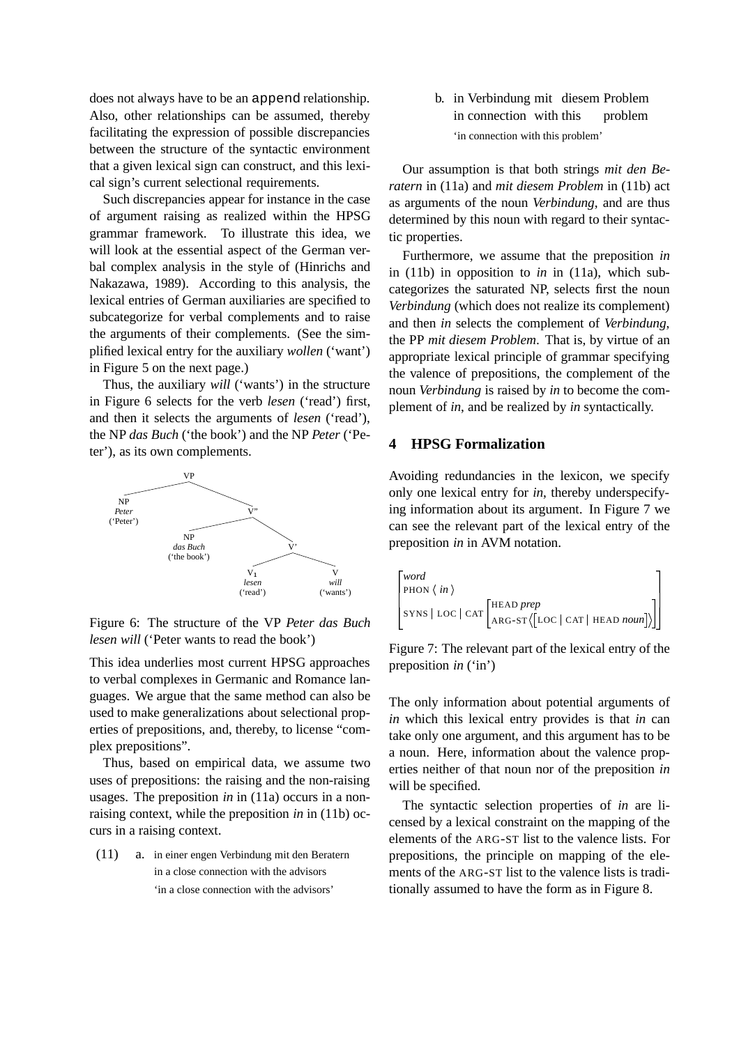does not always have to be an `append` relationship. Also, other relationships can be assumed, thereby facilitating the expression of possible discrepancies between the structure of the syntactic environment that a given lexical sign can construct, and this lexical sign's current selectional requirements.

Such discrepancies appear for instance in the case of argument raising as realized within the HPSG grammar framework. To illustrate this idea, we will look at the essential aspect of the German verbal complex analysis in the style of (Hinrichs and Nakazawa, 1989). According to this analysis, the lexical entries of German auxiliaries are specified to subcategorize for verbal complements and to raise the arguments of their complements. (See the simplified lexical entry for the auxiliary *wollen* ('want') in Figure 5 on the next page.)

Thus, the auxiliary *will* ('wants') in the structure in Figure 6 selects for the verb *lesen* ('read') first, and then it selects the arguments of *lesen* ('read'), the NP *das Buch* ('the book') and the NP *Peter* ('Peter'), as its own complements.

```
VP
├── NP
│   Peter
│   ('Peter')
└── V"
    ├── NP
    │   das Buch
    │   ('the book')
    └── V'
        ├── V1
        │   lesen
        │   ('read')
        └── V
            will
            ('wants')
```

Figure 6: The structure of the VP *Peter das Buch lesen will* ('Peter wants to read the book')

This idea underlies most current HPSG approaches to verbal complexes in Germanic and Romance languages. We argue that the same method can also be used to make generalizations about selectional properties of prepositions, and, thereby, to license "complex prepositions".

Thus, based on empirical data, we assume two uses of prepositions: the raising and the non-raising usages. The preposition *in* in (11a) occurs in a non-raising context, while the preposition *in* in (11b) occurs in a raising context.

(11) a. in einer engen Verbindung mit den Beratern
in a close connection with the advisors
'in a close connection with the advisors'

b. in Verbindung mit diesem Problem
in connection with this problem
'in connection with this problem'

Our assumption is that both strings *mit den Beratern* in (11a) and *mit diesem Problem* in (11b) act as arguments of the noun *Verbindung*, and are thus determined by this noun with regard to their syntactic properties.

Furthermore, we assume that the preposition *in* in (11b) in opposition to *in* in (11a), which subcategorizes the saturated NP, selects first the noun *Verbindung* (which does not realize its complement) and then *in* selects the complement of *Verbindung*, the PP *mit diesem Problem*. That is, by virtue of an appropriate lexical principle of grammar specifying the valence of prepositions, the complement of the noun *Verbindung* is raised by *in* to become the complement of *in*, and be realized by *in* syntactically.

## 4 HPSG Formalization

Avoiding redundancies in the lexicon, we specify only one lexical entry for *in*, thereby underspecifying information about its argument. In Figure 7 we can see the relevant part of the lexical entry of the preposition *in* in AVM notation.

$$\begin{bmatrix} \textit{word} \\ \text{PHON} \langle \textit{ in } \rangle \\ \text{SYNS} \mid \text{LOC} \mid \text{CAT} \begin{bmatrix} \text{HEAD } \textit{prep} \\ \text{ARG-ST} \left\langle \begin{bmatrix} \text{LOC} \mid \text{CAT} \mid \text{HEAD } \textit{noun} \end{bmatrix} \right\rangle \end{bmatrix} \end{bmatrix}$$

Figure 7: The relevant part of the lexical entry of the preposition *in* ('in')

The only information about potential arguments of *in* which this lexical entry provides is that *in* can take only one argument, and this argument has to be a noun. Here, information about the valence properties neither of that noun nor of the preposition *in* will be specified.

The syntactic selection properties of *in* are licensed by a lexical constraint on the mapping of the elements of the ARG-ST list to the valence lists. For prepositions, the principle on mapping of the elements of the ARG-ST list to the valence lists is traditionally assumed to have the form as in Figure 8.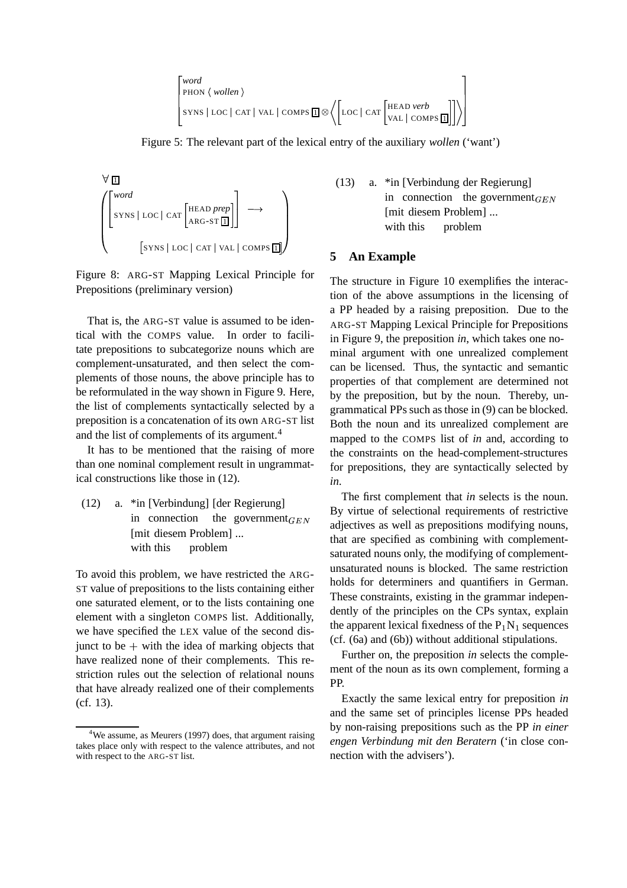$$\begin{bmatrix} \textit{word} \\ \text{PHON} \ \langle \ \textit{wollen} \ \rangle \\ \text{SYNS} \mid \text{LOC} \mid \text{CAT} \mid \text{VAL} \mid \text{COMPS} \ \boxed{1} \otimes \left\langle \begin{bmatrix} \text{LOC} \mid \text{CAT} \begin{bmatrix} \text{HEAD} \ \textit{verb} \\ \text{VAL} \mid \text{COMPS} \ \boxed{1} \end{bmatrix} \end{bmatrix} \right\rangle \end{bmatrix}$$

Figure 5: The relevant part of the lexical entry of the auxiliary *wollen* ('want')

$$\forall \boxed{1} \left( \begin{bmatrix} \textit{word} \\ \text{SYNS} \mid \text{LOC} \mid \text{CAT} \begin{bmatrix} \text{HEAD} \ \textit{prep} \\ \text{ARG-ST} \ \boxed{1} \end{bmatrix} \end{bmatrix} \longrightarrow \begin{bmatrix} \text{SYNS} \mid \text{LOC} \mid \text{CAT} \mid \text{VAL} \mid \text{COMPS} \ \boxed{1} \end{bmatrix} \right)$$

Figure 8: ARG-ST Mapping Lexical Principle for Prepositions (preliminary version)

That is, the ARG-ST value is assumed to be identical with the COMPS value. In order to facilitate prepositions to subcategorize nouns which are complement-unsaturated, and then select the complements of those nouns, the above principle has to be reformulated in the way shown in Figure 9. Here, the list of complements syntactically selected by a preposition is a concatenation of its own ARG-ST list and the list of complements of its argument.[4]

It has to be mentioned that the raising of more than one nominal complement result in ungrammatical constructions like those in (12).

(12) a. *in [Verbindung] [der Regierung]
in connection the government$_{GEN}$
[mit diesem Problem] ...
with this problem

To avoid this problem, we have restricted the ARG-ST value of prepositions to the lists containing either one saturated element, or to the lists containing one element with a singleton COMPS list. Additionally, we have specified the LEX value of the second disjunct to be + with the idea of marking objects that have realized none of their complements. This restriction rules out the selection of relational nouns that have already realized one of their complements (cf. 13).

(13) a. *in [Verbindung der Regierung]
in connection the government$_{GEN}$
[mit diesem Problem] ...
with this problem

## 5 An Example

The structure in Figure 10 exemplifies the interaction of the above assumptions in the licensing of a PP headed by a raising preposition. Due to the ARG-ST Mapping Lexical Principle for Prepositions in Figure 9, the preposition *in*, which takes one nominal argument with one unrealized complement can be licensed. Thus, the syntactic and semantic properties of that complement are determined not by the preposition, but by the noun. Thereby, ungrammatical PPs such as those in (9) can be blocked. Both the noun and its unrealized complement are mapped to the COMPS list of *in* and, according to the constraints on the head-complement-structures for prepositions, they are syntactically selected by *in*.

The first complement that *in* selects is the noun. By virtue of selectional requirements of restrictive adjectives as well as prepositions modifying nouns, that are specified as combining with complement-saturated nouns only, the modifying of complement-unsaturated nouns is blocked. The same restriction holds for determiners and quantifiers in German. These constraints, existing in the grammar independently of the principles on the CPs syntax, explain the apparent lexical fixedness of the $P_1N_1$ sequences (cf. (6a) and (6b)) without additional stipulations.

Further on, the preposition *in* selects the complement of the noun as its own complement, forming a PP.

Exactly the same lexical entry for preposition *in* and the same set of principles license PPs headed by non-raising prepositions such as the PP *in einer engen Verbindung mit den Beratern* ('in close connection with the advisers').

[4] We assume, as Meurers (1997) does, that argument raising takes place only with respect to the valence attributes, and not with respect to the ARG-ST list.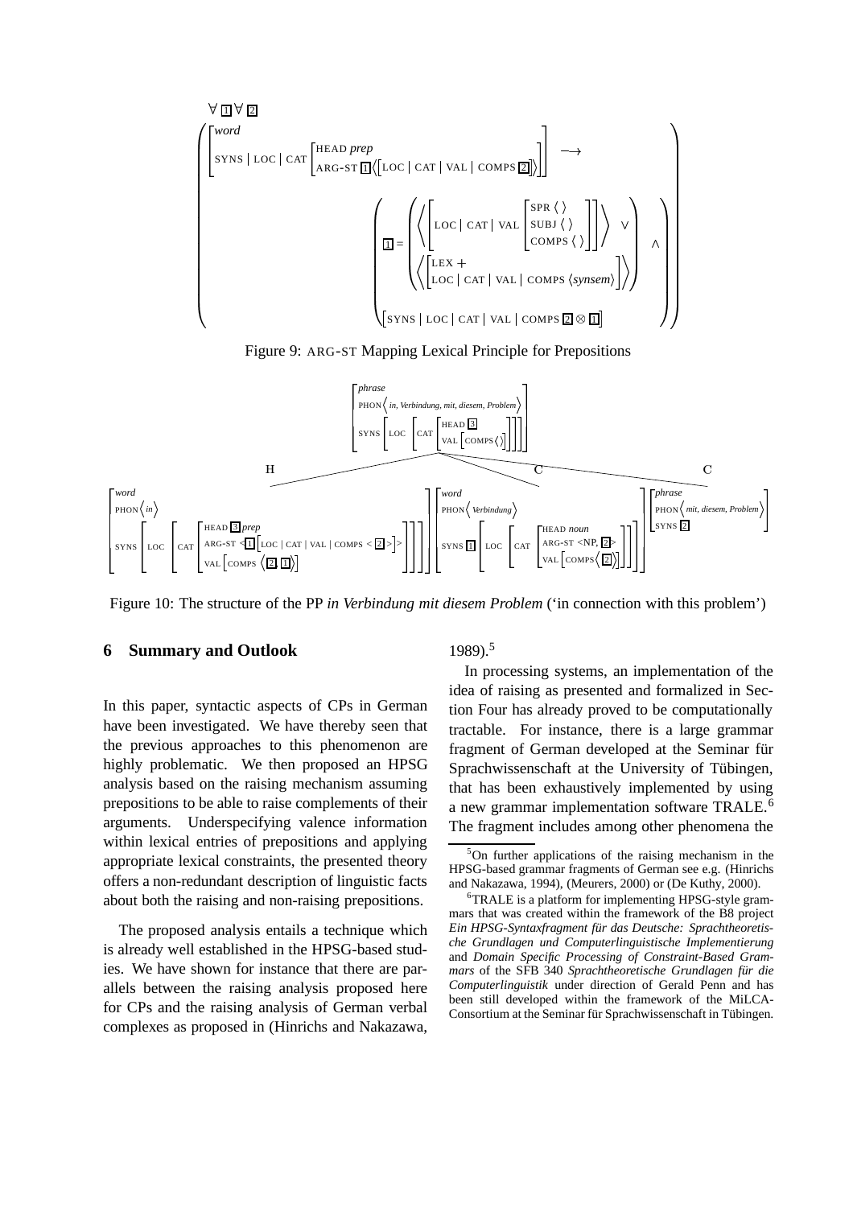$$\forall \boxed{1} \forall \boxed{2} \left( \begin{bmatrix} \textit{word} \\ \text{SYNS} \mid \text{LOC} \mid \text{CAT} \begin{bmatrix} \text{HEAD } \textit{prep} \\ \text{ARG-ST } \boxed{1} \langle [\text{LOC} \mid \text{CAT} \mid \text{VAL} \mid \text{COMPS } \boxed{2}] \rangle \end{bmatrix} \end{bmatrix} \longrightarrow \left( \boxed{1} = \left( \left\langle \left[ \text{LOC} \mid \text{CAT} \mid \text{VAL} \begin{bmatrix} \text{SPR} \langle\rangle \\ \text{SUBJ} \langle\rangle \\ \text{COMPS} \langle\rangle \end{bmatrix} \right] \right\rangle \vee \left\langle \begin{bmatrix} \text{LEX} + \\ \text{LOC} \mid \text{CAT} \mid \text{VAL} \mid \text{COMPS } \langle \textit{synsem} \rangle \end{bmatrix} \right\rangle \right) \wedge [\text{SYNS} \mid \text{LOC} \mid \text{CAT} \mid \text{VAL} \mid \text{COMPS } \boxed{2} \otimes \boxed{1}] \right) \right)$$

Figure 9: ARG-ST Mapping Lexical Principle for Prepositions

$$\begin{bmatrix} \textit{phrase} \\ \text{PHON} \langle \textit{in, Verbindung, mit, diesem, Problem} \rangle \\ \text{SYNS} \left[ \text{LOC} \left[ \text{CAT} \begin{bmatrix} \text{HEAD } \boxed{3} \\ \text{VAL} [\text{COMPS} \langle\rangle] \end{bmatrix} \right] \right] \end{bmatrix}$$

H: $\begin{bmatrix} \textit{word} \\ \text{PHON} \langle \textit{in} \rangle \\ \text{SYNS} \left[ \text{LOC} \left[ \text{CAT} \begin{bmatrix} \text{HEAD } \boxed{3} \textit{ prep} \\ \text{ARG-ST} < \boxed{1} [\text{LOC} \mid \text{CAT} \mid \text{VAL} \mid \text{COMPS} < \boxed{2} >] > \\ \text{VAL} [\text{COMPS} \langle \boxed{2}, \boxed{1} \rangle] \end{bmatrix} \right] \right] \end{bmatrix}$

C: $\begin{bmatrix} \textit{word} \\ \text{PHON} \langle \textit{Verbindung} \rangle \\ \text{SYNS } \boxed{1} \left[ \text{LOC} \left[ \text{CAT} \begin{bmatrix} \text{HEAD } \textit{noun} \\ \text{ARG-ST} <\text{NP}, \boxed{2}> \\ \text{VAL} [\text{COMPS} \langle \boxed{2} \rangle] \end{bmatrix} \right] \right] \end{bmatrix}$

C: $\begin{bmatrix} \textit{phrase} \\ \text{PHON} \langle \textit{mit, diesem, Problem} \rangle \\ \text{SYNS } \boxed{2} \end{bmatrix}$

Figure 10: The structure of the PP *in Verbindung mit diesem Problem* ('in connection with this problem')

## 6 Summary and Outlook

In this paper, syntactic aspects of CPs in German have been investigated. We have thereby seen that the previous approaches to this phenomenon are highly problematic. We then proposed an HPSG analysis based on the raising mechanism assuming prepositions to be able to raise complements of their arguments. Underspecifying valence information within lexical entries of prepositions and applying appropriate lexical constraints, the presented theory offers a non-redundant description of linguistic facts about both the raising and non-raising prepositions.

The proposed analysis entails a technique which is already well established in the HPSG-based studies. We have shown for instance that there are parallels between the raising analysis proposed here for CPs and the raising analysis of German verbal complexes as proposed in (Hinrichs and Nakazawa, 1989).[5]

In processing systems, an implementation of the idea of raising as presented and formalized in Section Four has already proved to be computationally tractable. For instance, there is a large grammar fragment of German developed at the Seminar für Sprachwissenschaft at the University of Tübingen, that has been exhaustively implemented by using a new grammar implementation software TRALE.[6] The fragment includes among other phenomena the

[5] On further applications of the raising mechanism in the HPSG-based grammar fragments of German see e.g. (Hinrichs and Nakazawa, 1994), (Meurers, 2000) or (De Kuthy, 2000).

[6] TRALE is a platform for implementing HPSG-style grammars that was created within the framework of the B8 project *Ein HPSG-Syntaxfragment für das Deutsche: Sprachtheoretische Grundlagen und Computerlinguistische Implementierung* and *Domain Specific Processing of Constraint-Based Grammars* of the SFB 340 *Sprachtheoretische Grundlagen für die Computerlinguistik* under direction of Gerald Penn and has been still developed within the framework of the MiLCA-Consortium at the Seminar für Sprachwissenschaft in Tübingen.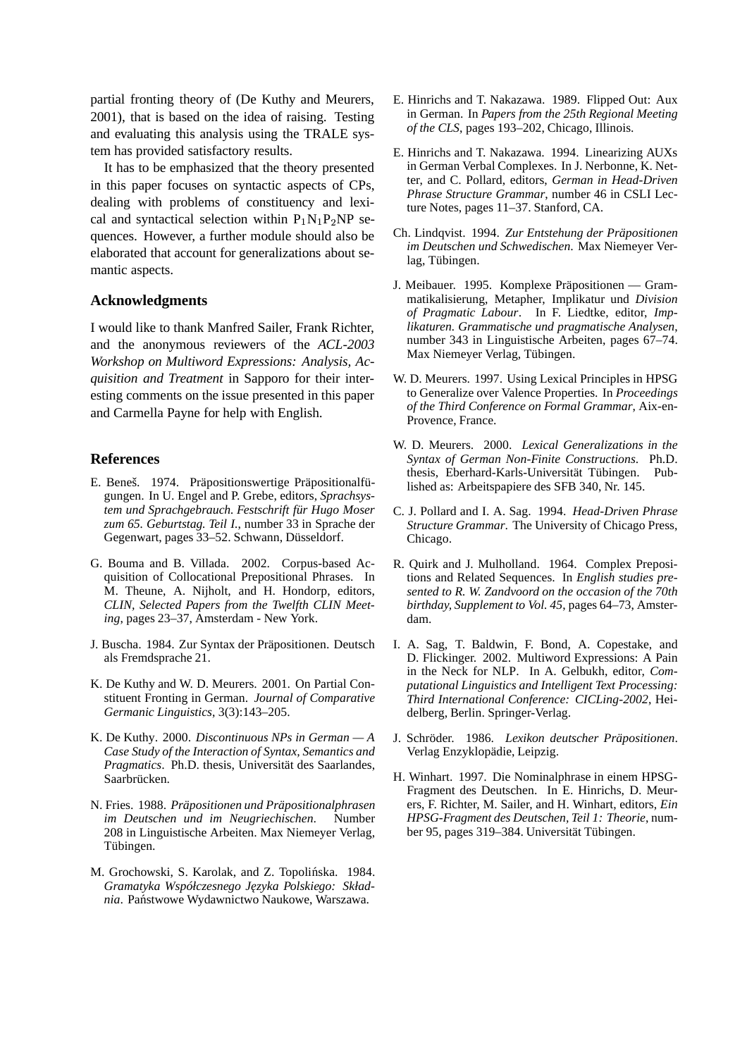partial fronting theory of (De Kuthy and Meurers, 2001), that is based on the idea of raising. Testing and evaluating this analysis using the TRALE system has provided satisfactory results.

It has to be emphasized that the theory presented in this paper focuses on syntactic aspects of CPs, dealing with problems of constituency and lexical and syntactical selection within $P_1N_1P_2NP$ sequences. However, a further module should also be elaborated that account for generalizations about semantic aspects.

## Acknowledgments

I would like to thank Manfred Sailer, Frank Richter, and the anonymous reviewers of the *ACL-2003 Workshop on Multiword Expressions: Analysis, Acquisition and Treatment* in Sapporo for their interesting comments on the issue presented in this paper and Carmella Payne for help with English.

## References

E. Beneš. 1974. Präpositionswertige Präpositionalfügungen. In U. Engel and P. Grebe, editors, *Sprachsystem und Sprachgebrauch. Festschrift für Hugo Moser zum 65. Geburtstag. Teil I.*, number 33 in Sprache der Gegenwart, pages 33–52. Schwann, Düsseldorf.

G. Bouma and B. Villada. 2002. Corpus-based Acquisition of Collocational Prepositional Phrases. In M. Theune, A. Nijholt, and H. Hondorp, editors, *CLIN, Selected Papers from the Twelfth CLIN Meeting*, pages 23–37, Amsterdam - New York.

J. Buscha. 1984. Zur Syntax der Präpositionen. Deutsch als Fremdsprache 21.

K. De Kuthy and W. D. Meurers. 2001. On Partial Constituent Fronting in German. *Journal of Comparative Germanic Linguistics*, 3(3):143–205.

K. De Kuthy. 2000. *Discontinuous NPs in German — A Case Study of the Interaction of Syntax, Semantics and Pragmatics*. Ph.D. thesis, Universität des Saarlandes, Saarbrücken.

N. Fries. 1988. *Präpositionen und Präpositionalphrasen im Deutschen und im Neugriechischen*. Number 208 in Linguistische Arbeiten. Max Niemeyer Verlag, Tübingen.

M. Grochowski, S. Karolak, and Z. Topolińska. 1984. *Gramatyka Współczesnego Języka Polskiego: Składnia*. Państwowe Wydawnictwo Naukowe, Warszawa.

E. Hinrichs and T. Nakazawa. 1989. Flipped Out: Aux in German. In *Papers from the 25th Regional Meeting of the CLS*, pages 193–202, Chicago, Illinois.

E. Hinrichs and T. Nakazawa. 1994. Linearizing AUXs in German Verbal Complexes. In J. Nerbonne, K. Netter, and C. Pollard, editors, *German in Head-Driven Phrase Structure Grammar*, number 46 in CSLI Lecture Notes, pages 11–37. Stanford, CA.

Ch. Lindqvist. 1994. *Zur Entstehung der Präpositionen im Deutschen und Schwedischen*. Max Niemeyer Verlag, Tübingen.

J. Meibauer. 1995. Komplexe Präpositionen — Grammatikalisierung, Metapher, Implikatur und *Division of Pragmatic Labour*. In F. Liedtke, editor, *Implikaturen. Grammatische und pragmatische Analysen*, number 343 in Linguistische Arbeiten, pages 67–74. Max Niemeyer Verlag, Tübingen.

W. D. Meurers. 1997. Using Lexical Principles in HPSG to Generalize over Valence Properties. In *Proceedings of the Third Conference on Formal Grammar*, Aix-en-Provence, France.

W. D. Meurers. 2000. *Lexical Generalizations in the Syntax of German Non-Finite Constructions*. Ph.D. thesis, Eberhard-Karls-Universität Tübingen. Published as: Arbeitspapiere des SFB 340, Nr. 145.

C. J. Pollard and I. A. Sag. 1994. *Head-Driven Phrase Structure Grammar*. The University of Chicago Press, Chicago.

R. Quirk and J. Mulholland. 1964. Complex Prepositions and Related Sequences. In *English studies presented to R. W. Zandvoord on the occasion of the 70th birthday, Supplement to Vol. 45*, pages 64–73, Amsterdam.

I. A. Sag, T. Baldwin, F. Bond, A. Copestake, and D. Flickinger. 2002. Multiword Expressions: A Pain in the Neck for NLP. In A. Gelbukh, editor, *Computational Linguistics and Intelligent Text Processing: Third International Conference: CICLing-2002*, Heidelberg, Berlin. Springer-Verlag.

J. Schröder. 1986. *Lexikon deutscher Präpositionen*. Verlag Enzyklopädie, Leipzig.

H. Winhart. 1997. Die Nominalphrase in einem HPSG-Fragment des Deutschen. In E. Hinrichs, D. Meurers, F. Richter, M. Sailer, and H. Winhart, editors, *Ein HPSG-Fragment des Deutschen, Teil 1: Theorie*, number 95, pages 319–384. Universität Tübingen.